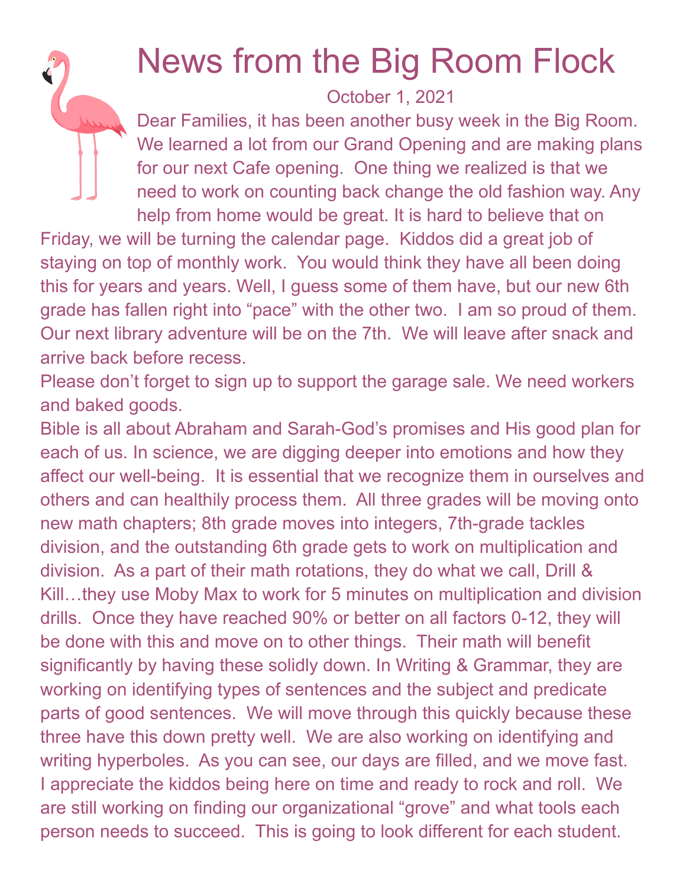# News from the Big Room Flock

October 1, 2021

Dear Families, it has been another busy week in the Big Room. We learned a lot from our Grand Opening and are making plans for our next Cafe opening. One thing we realized is that we need to work on counting back change the old fashion way. Any help from home would be great. It is hard to believe that on Friday, we will be turning the calendar page. Kiddos did a great job of staying on top of monthly work. You would think they have all been doing this for years and years. Well, I guess some of them have, but our new 6th grade has fallen right into "pace" with the other two. I am so proud of them. Our next library adventure will be on the 7th. We will leave after snack and arrive back before recess.

Please don't forget to sign up to support the garage sale. We need workers and baked goods.

Bible is all about Abraham and Sarah-God's promises and His good plan for each of us. In science, we are digging deeper into emotions and how they affect our well-being. It is essential that we recognize them in ourselves and others and can healthily process them. All three grades will be moving onto new math chapters; 8th grade moves into integers, 7th-grade tackles division, and the outstanding 6th grade gets to work on multiplication and division. As a part of their math rotations, they do what we call, Drill & Kill…they use Moby Max to work for 5 minutes on multiplication and division drills. Once they have reached 90% or better on all factors 0-12, they will be done with this and move on to other things. Their math will benefit significantly by having these solidly down. In Writing & Grammar, they are working on identifying types of sentences and the subject and predicate parts of good sentences. We will move through this quickly because these three have this down pretty well. We are also working on identifying and writing hyperboles. As you can see, our days are filled, and we move fast. I appreciate the kiddos being here on time and ready to rock and roll. We are still working on finding our organizational "grove" and what tools each person needs to succeed. This is going to look different for each student.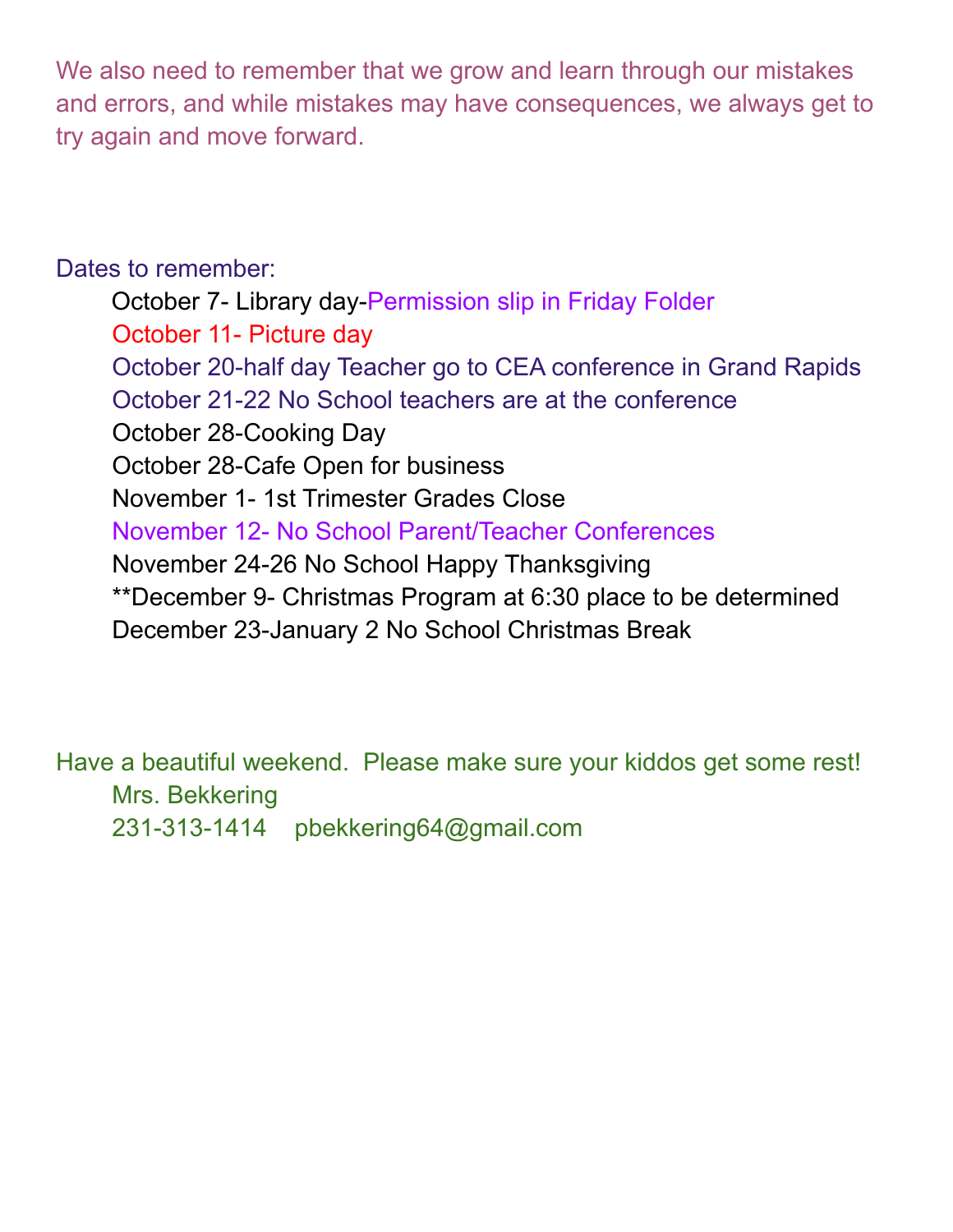We also need to remember that we grow and learn through our mistakes and errors, and while mistakes may have consequences, we always get to try again and move forward.

Dates to remember:

October 7- Library day-Permission slip in Friday Folder
October 11- Picture day
October 20-half day Teacher go to CEA conference in Grand Rapids
October 21-22 No School teachers are at the conference
October 28-Cooking Day
October 28-Cafe Open for business
November 1- 1st Trimester Grades Close
November 12- No School Parent/Teacher Conferences
November 24-26 No School Happy Thanksgiving
**December 9- Christmas Program at 6:30 place to be determined
December 23-January 2 No School Christmas Break

Have a beautiful weekend. Please make sure your kiddos get some rest!
Mrs. Bekkering
231-313-1414 pbekkering64@gmail.com